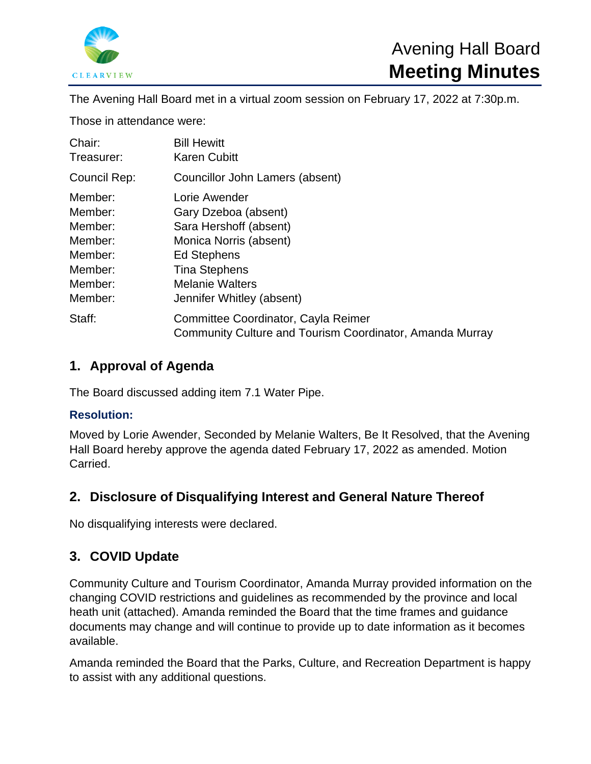# Avening Hall Board
# Meeting Minutes

The Avening Hall Board met in a virtual zoom session on February 17, 2022 at 7:30p.m.

Those in attendance were:

| | |
|---|---|
| Chair: | Bill Hewitt |
| Treasurer: | Karen Cubitt |
| Council Rep: | Councillor John Lamers (absent) |
| Member: | Lorie Awender |
| Member: | Gary Dzeboa (absent) |
| Member: | Sara Hershoff (absent) |
| Member: | Monica Norris (absent) |
| Member: | Ed Stephens |
| Member: | Tina Stephens |
| Member: | Melanie Walters |
| Member: | Jennifer Whitley (absent) |
| Staff: | Committee Coordinator, Cayla Reimer<br>Community Culture and Tourism Coordinator, Amanda Murray |

## 1. Approval of Agenda

The Board discussed adding item 7.1 Water Pipe.

**Resolution:**

Moved by Lorie Awender, Seconded by Melanie Walters, Be It Resolved, that the Avening Hall Board hereby approve the agenda dated February 17, 2022 as amended. Motion Carried.

## 2. Disclosure of Disqualifying Interest and General Nature Thereof

No disqualifying interests were declared.

## 3. COVID Update

Community Culture and Tourism Coordinator, Amanda Murray provided information on the changing COVID restrictions and guidelines as recommended by the province and local heath unit (attached). Amanda reminded the Board that the time frames and guidance documents may change and will continue to provide up to date information as it becomes available.

Amanda reminded the Board that the Parks, Culture, and Recreation Department is happy to assist with any additional questions.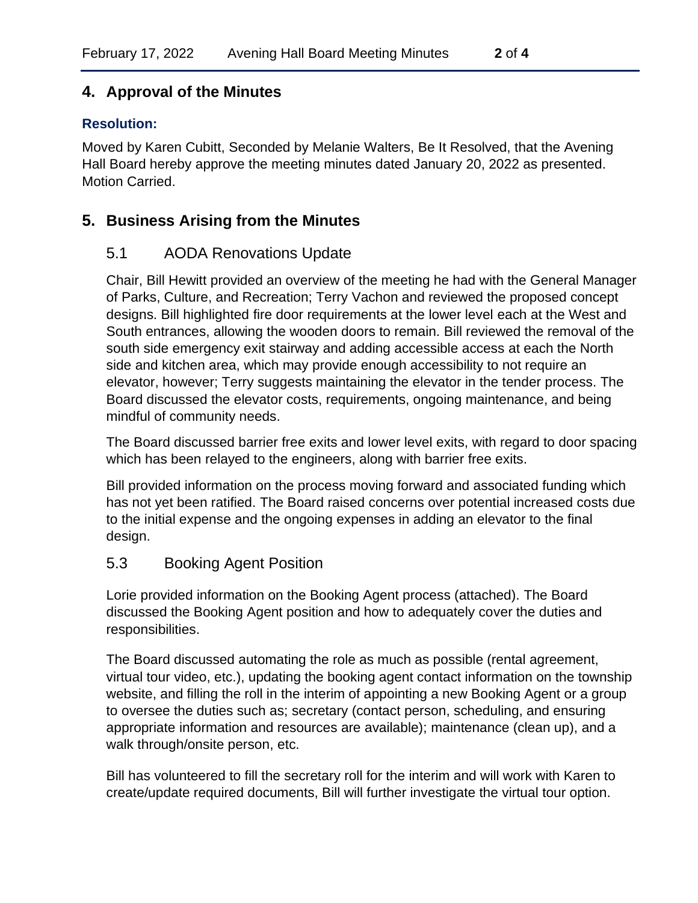## 4. Approval of the Minutes

**Resolution:**

Moved by Karen Cubitt, Seconded by Melanie Walters, Be It Resolved, that the Avening Hall Board hereby approve the meeting minutes dated January 20, 2022 as presented. Motion Carried.

## 5. Business Arising from the Minutes

### 5.1 AODA Renovations Update

Chair, Bill Hewitt provided an overview of the meeting he had with the General Manager of Parks, Culture, and Recreation; Terry Vachon and reviewed the proposed concept designs. Bill highlighted fire door requirements at the lower level each at the West and South entrances, allowing the wooden doors to remain. Bill reviewed the removal of the south side emergency exit stairway and adding accessible access at each the North side and kitchen area, which may provide enough accessibility to not require an elevator, however; Terry suggests maintaining the elevator in the tender process. The Board discussed the elevator costs, requirements, ongoing maintenance, and being mindful of community needs.

The Board discussed barrier free exits and lower level exits, with regard to door spacing which has been relayed to the engineers, along with barrier free exits.

Bill provided information on the process moving forward and associated funding which has not yet been ratified. The Board raised concerns over potential increased costs due to the initial expense and the ongoing expenses in adding an elevator to the final design.

### 5.3 Booking Agent Position

Lorie provided information on the Booking Agent process (attached). The Board discussed the Booking Agent position and how to adequately cover the duties and responsibilities.

The Board discussed automating the role as much as possible (rental agreement, virtual tour video, etc.), updating the booking agent contact information on the township website, and filling the roll in the interim of appointing a new Booking Agent or a group to oversee the duties such as; secretary (contact person, scheduling, and ensuring appropriate information and resources are available); maintenance (clean up), and a walk through/onsite person, etc.

Bill has volunteered to fill the secretary roll for the interim and will work with Karen to create/update required documents, Bill will further investigate the virtual tour option.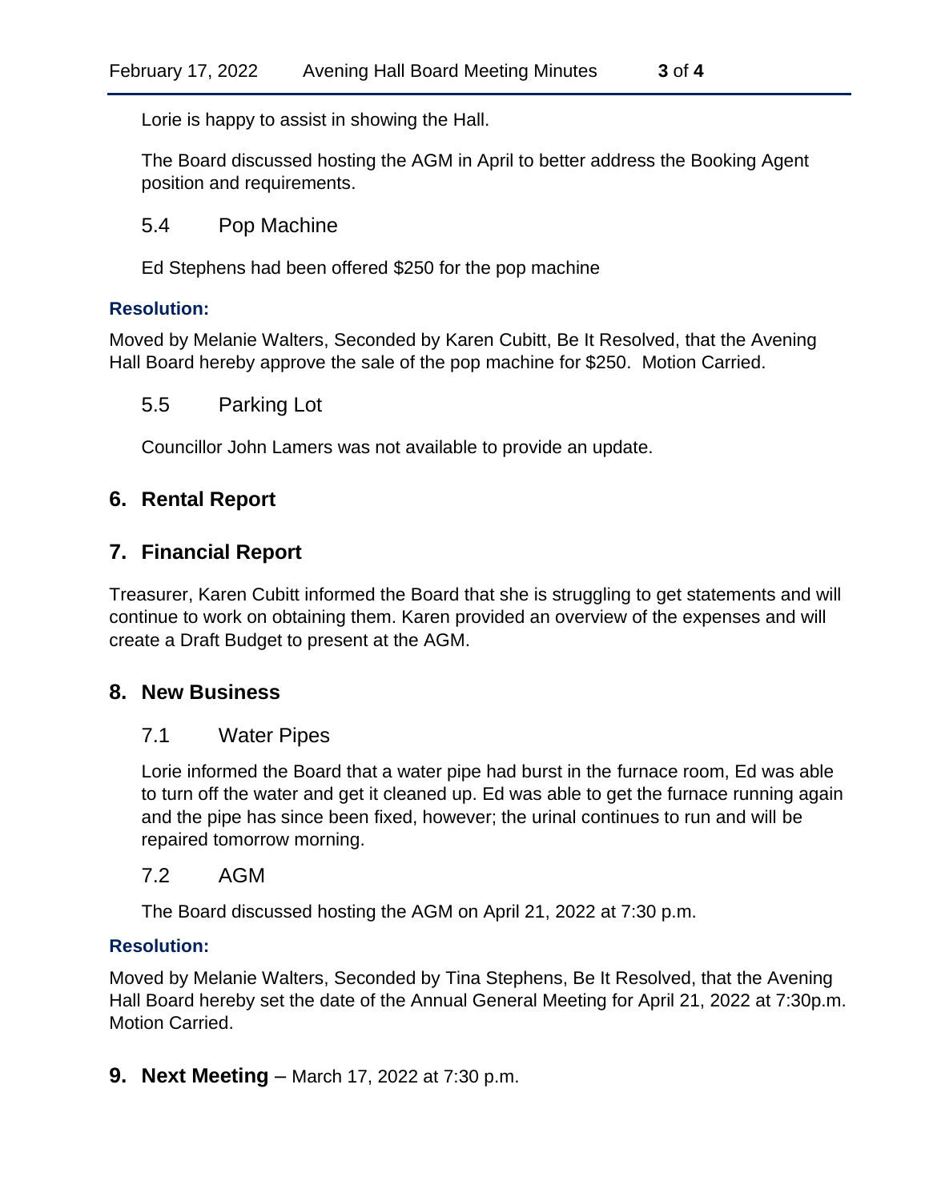Lorie is happy to assist in showing the Hall.

The Board discussed hosting the AGM in April to better address the Booking Agent position and requirements.

### 5.4 Pop Machine

Ed Stephens had been offered $250 for the pop machine

**Resolution:**

Moved by Melanie Walters, Seconded by Karen Cubitt, Be It Resolved, that the Avening Hall Board hereby approve the sale of the pop machine for $250. Motion Carried.

### 5.5 Parking Lot

Councillor John Lamers was not available to provide an update.

## 6. Rental Report

## 7. Financial Report

Treasurer, Karen Cubitt informed the Board that she is struggling to get statements and will continue to work on obtaining them. Karen provided an overview of the expenses and will create a Draft Budget to present at the AGM.

## 8. New Business

### 7.1 Water Pipes

Lorie informed the Board that a water pipe had burst in the furnace room, Ed was able to turn off the water and get it cleaned up. Ed was able to get the furnace running again and the pipe has since been fixed, however; the urinal continues to run and will be repaired tomorrow morning.

### 7.2 AGM

The Board discussed hosting the AGM on April 21, 2022 at 7:30 p.m.

**Resolution:**

Moved by Melanie Walters, Seconded by Tina Stephens, Be It Resolved, that the Avening Hall Board hereby set the date of the Annual General Meeting for April 21, 2022 at 7:30p.m. Motion Carried.

## 9. Next Meeting – March 17, 2022 at 7:30 p.m.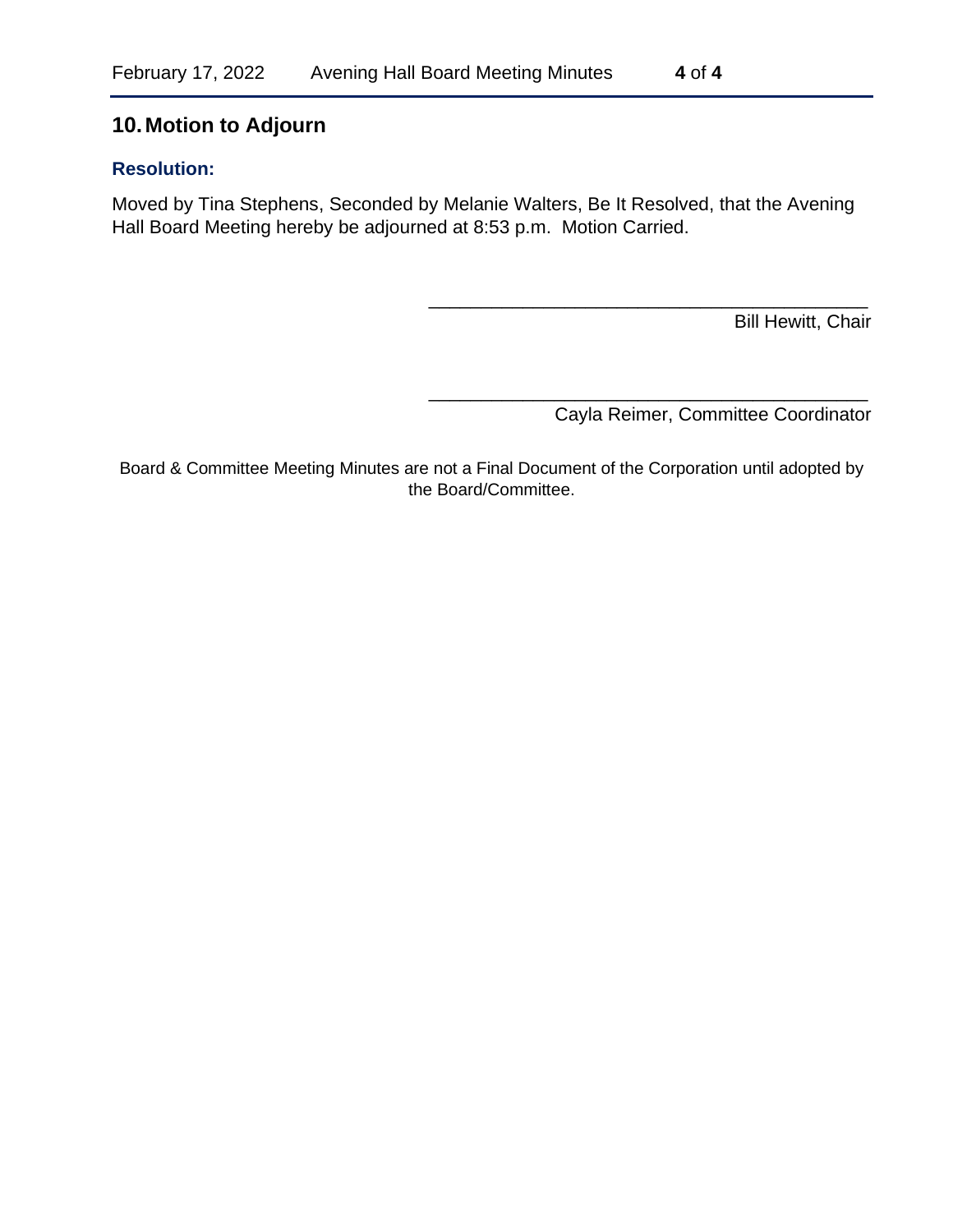## 10. Motion to Adjourn

### Resolution:

Moved by Tina Stephens, Seconded by Melanie Walters, Be It Resolved, that the Avening Hall Board Meeting hereby be adjourned at 8:53 p.m.  Motion Carried.

\_\_\_\_\_\_\_\_\_\_\_\_\_\_\_\_\_\_\_\_\_\_\_\_\_\_\_\_\_\_\_\_\_\_\_\_\_\_\_\_\_\_\_

Bill Hewitt, Chair

\_\_\_\_\_\_\_\_\_\_\_\_\_\_\_\_\_\_\_\_\_\_\_\_\_\_\_\_\_\_\_\_\_\_\_\_\_\_\_\_\_\_\_

Cayla Reimer, Committee Coordinator

Board & Committee Meeting Minutes are not a Final Document of the Corporation until adopted by the Board/Committee.